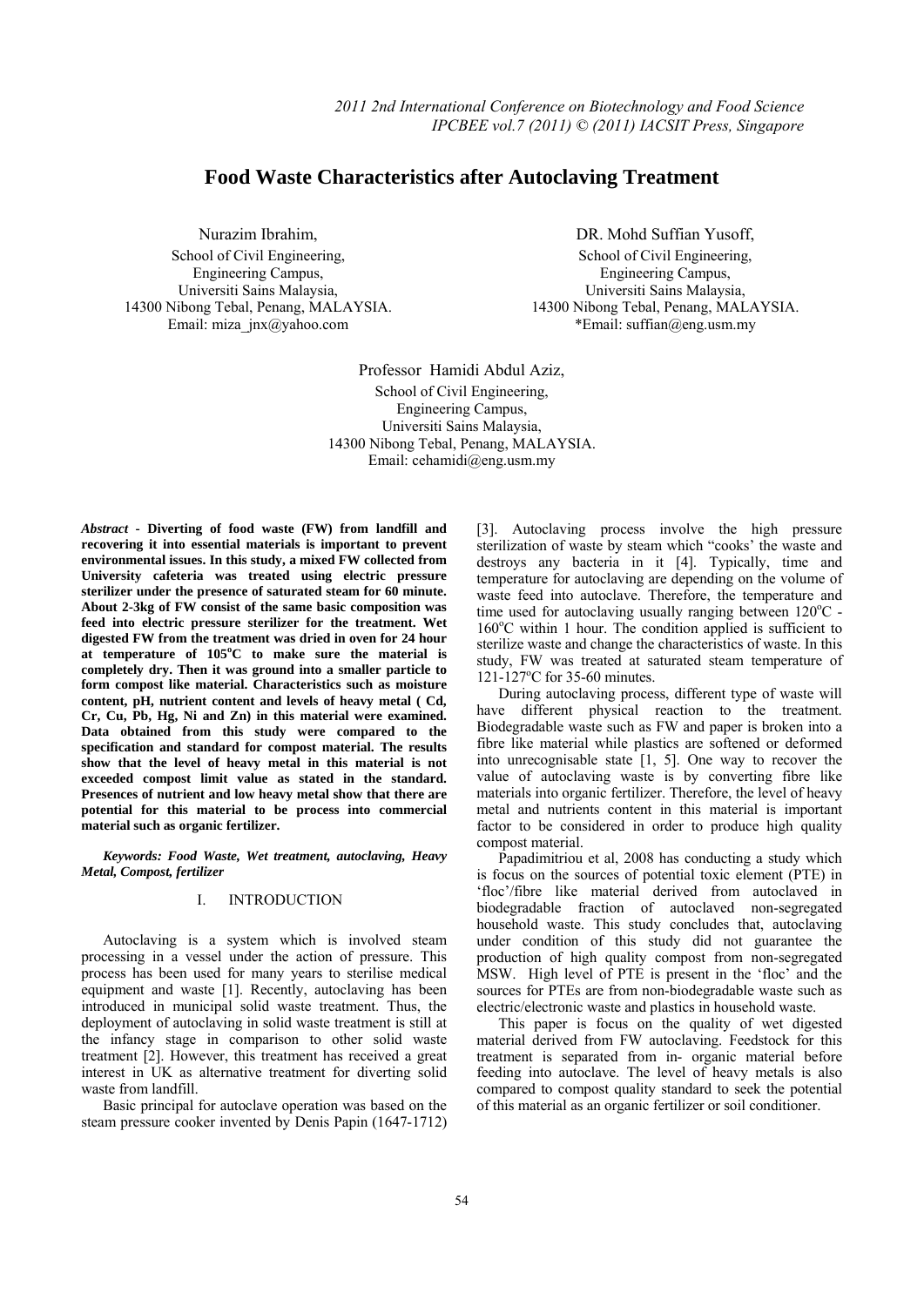# Food Waste Characteristics after Autoclaving Treatment

Nurazim Ibrahim,
School of Civil Engineering,
Engineering Campus,
Universiti Sains Malaysia,
14300 Nibong Tebal, Penang, MALAYSIA.
Email: miza_jnx@yahoo.com

DR. Mohd Suffian Yusoff,
School of Civil Engineering,
Engineering Campus,
Universiti Sains Malaysia,
14300 Nibong Tebal, Penang, MALAYSIA.
*Email: suffian@eng.usm.my

Professor Hamidi Abdul Aziz,
School of Civil Engineering,
Engineering Campus,
Universiti Sains Malaysia,
14300 Nibong Tebal, Penang, MALAYSIA.
Email: cehamidi@eng.usm.my

***Abstract*** **- Diverting of food waste (FW) from landfill and recovering it into essential materials is important to prevent environmental issues. In this study, a mixed FW collected from University cafeteria was treated using electric pressure sterilizer under the presence of saturated steam for 60 minute. About 2-3kg of FW consist of the same basic composition was feed into electric pressure sterilizer for the treatment. Wet digested FW from the treatment was dried in oven for 24 hour at temperature of 105°C to make sure the material is completely dry. Then it was ground into a smaller particle to form compost like material. Characteristics such as moisture content, pH, nutrient content and levels of heavy metal ( Cd, Cr, Cu, Pb, Hg, Ni and Zn) in this material were examined. Data obtained from this study were compared to the specification and standard for compost material. The results show that the level of heavy metal in this material is not exceeded compost limit value as stated in the standard. Presences of nutrient and low heavy metal show that there are potential for this material to be process into commercial material such as organic fertilizer.**

***Keywords: Food Waste, Wet treatment, autoclaving, Heavy Metal, Compost, fertilizer***

## I. INTRODUCTION

Autoclaving is a system which is involved steam processing in a vessel under the action of pressure. This process has been used for many years to sterilise medical equipment and waste [1]. Recently, autoclaving has been introduced in municipal solid waste treatment. Thus, the deployment of autoclaving in solid waste treatment is still at the infancy stage in comparison to other solid waste treatment [2]. However, this treatment has received a great interest in UK as alternative treatment for diverting solid waste from landfill.

Basic principal for autoclave operation was based on the steam pressure cooker invented by Denis Papin (1647-1712) [3]. Autoclaving process involve the high pressure sterilization of waste by steam which "cooks' the waste and destroys any bacteria in it [4]. Typically, time and temperature for autoclaving are depending on the volume of waste feed into autoclave. Therefore, the temperature and time used for autoclaving usually ranging between 120°C - 160°C within 1 hour. The condition applied is sufficient to sterilize waste and change the characteristics of waste. In this study, FW was treated at saturated steam temperature of 121-127°C for 35-60 minutes.

During autoclaving process, different type of waste will have different physical reaction to the treatment. Biodegradable waste such as FW and paper is broken into a fibre like material while plastics are softened or deformed into unrecognisable state [1, 5]. One way to recover the value of autoclaving waste is by converting fibre like materials into organic fertilizer. Therefore, the level of heavy metal and nutrients content in this material is important factor to be considered in order to produce high quality compost material.

Papadimitriou et al, 2008 has conducting a study which is focus on the sources of potential toxic element (PTE) in 'floc'/fibre like material derived from autoclaved in biodegradable fraction of autoclaved non-segregated household waste. This study concludes that, autoclaving under condition of this study did not guarantee the production of high quality compost from non-segregated MSW. High level of PTE is present in the 'floc' and the sources for PTEs are from non-biodegradable waste such as electric/electronic waste and plastics in household waste.

This paper is focus on the quality of wet digested material derived from FW autoclaving. Feedstock for this treatment is separated from in- organic material before feeding into autoclave. The level of heavy metals is also compared to compost quality standard to seek the potential of this material as an organic fertilizer or soil conditioner.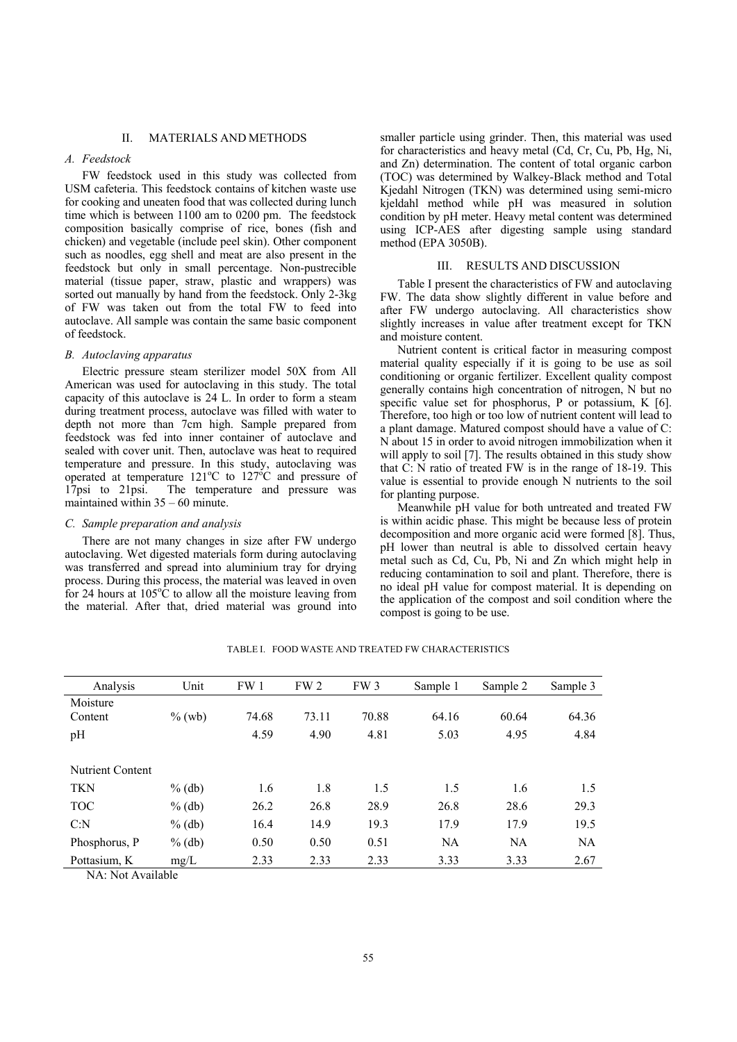## II. MATERIALS AND METHODS

### *A. Feedstock*

FW feedstock used in this study was collected from USM cafeteria. This feedstock contains of kitchen waste use for cooking and uneaten food that was collected during lunch time which is between 1100 am to 0200 pm. The feedstock composition basically comprise of rice, bones (fish and chicken) and vegetable (include peel skin). Other component such as noodles, egg shell and meat are also present in the feedstock but only in small percentage. Non-pustrecible material (tissue paper, straw, plastic and wrappers) was sorted out manually by hand from the feedstock. Only 2-3kg of FW was taken out from the total FW to feed into autoclave. All sample was contain the same basic component of feedstock.

### *B. Autoclaving apparatus*

Electric pressure steam sterilizer model 50X from All American was used for autoclaving in this study. The total capacity of this autoclave is 24 L. In order to form a steam during treatment process, autoclave was filled with water to depth not more than 7cm high. Sample prepared from feedstock was fed into inner container of autoclave and sealed with cover unit. Then, autoclave was heat to required temperature and pressure. In this study, autoclaving was operated at temperature 121°C to 127°C and pressure of 17psi to 21psi. The temperature and pressure was maintained within 35 – 60 minute.

### *C. Sample preparation and analysis*

There are not many changes in size after FW undergo autoclaving. Wet digested materials form during autoclaving was transferred and spread into aluminium tray for drying process. During this process, the material was leaved in oven for 24 hours at 105°C to allow all the moisture leaving from the material. After that, dried material was ground into smaller particle using grinder. Then, this material was used for characteristics and heavy metal (Cd, Cr, Cu, Pb, Hg, Ni, and Zn) determination. The content of total organic carbon (TOC) was determined by Walkey-Black method and Total Kjedahl Nitrogen (TKN) was determined using semi-micro kjeldahl method while pH was measured in solution condition by pH meter. Heavy metal content was determined using ICP-AES after digesting sample using standard method (EPA 3050B).

## III. RESULTS AND DISCUSSION

Table I present the characteristics of FW and autoclaving FW. The data show slightly different in value before and after FW undergo autoclaving. All characteristics show slightly increases in value after treatment except for TKN and moisture content.

Nutrient content is critical factor in measuring compost material quality especially if it is going to be use as soil conditioning or organic fertilizer. Excellent quality compost generally contains high concentration of nitrogen, N but no specific value set for phosphorus, P or potassium, K [6]. Therefore, too high or too low of nutrient content will lead to a plant damage. Matured compost should have a value of C: N about 15 in order to avoid nitrogen immobilization when it will apply to soil [7]. The results obtained in this study show that C: N ratio of treated FW is in the range of 18-19. This value is essential to provide enough N nutrients to the soil for planting purpose.

Meanwhile pH value for both untreated and treated FW is within acidic phase. This might be because less of protein decomposition and more organic acid were formed [8]. Thus, pH lower than neutral is able to dissolved certain heavy metal such as Cd, Cu, Pb, Ni and Zn which might help in reducing contamination to soil and plant. Therefore, there is no ideal pH value for compost material. It is depending on the application of the compost and soil condition where the compost is going to be use.

TABLE I. FOOD WASTE AND TREATED FW CHARACTERISTICS

| Analysis | Unit | FW 1 | FW 2 | FW 3 | Sample 1 | Sample 2 | Sample 3 |
|---|---|---|---|---|---|---|---|
| Moisture Content | % (wb) | 74.68 | 73.11 | 70.88 | 64.16 | 60.64 | 64.36 |
| pH | | 4.59 | 4.90 | 4.81 | 5.03 | 4.95 | 4.84 |
| Nutrient Content | | | | | | | |
| TKN | % (db) | 1.6 | 1.8 | 1.5 | 1.5 | 1.6 | 1.5 |
| TOC | % (db) | 26.2 | 26.8 | 28.9 | 26.8 | 28.6 | 29.3 |
| C:N | % (db) | 16.4 | 14.9 | 19.3 | 17.9 | 17.9 | 19.5 |
| Phosphorus, P | % (db) | 0.50 | 0.50 | 0.51 | NA | NA | NA |
| Pottasium, K | mg/L | 2.33 | 2.33 | 2.33 | 3.33 | 3.33 | 2.67 |

NA: Not Available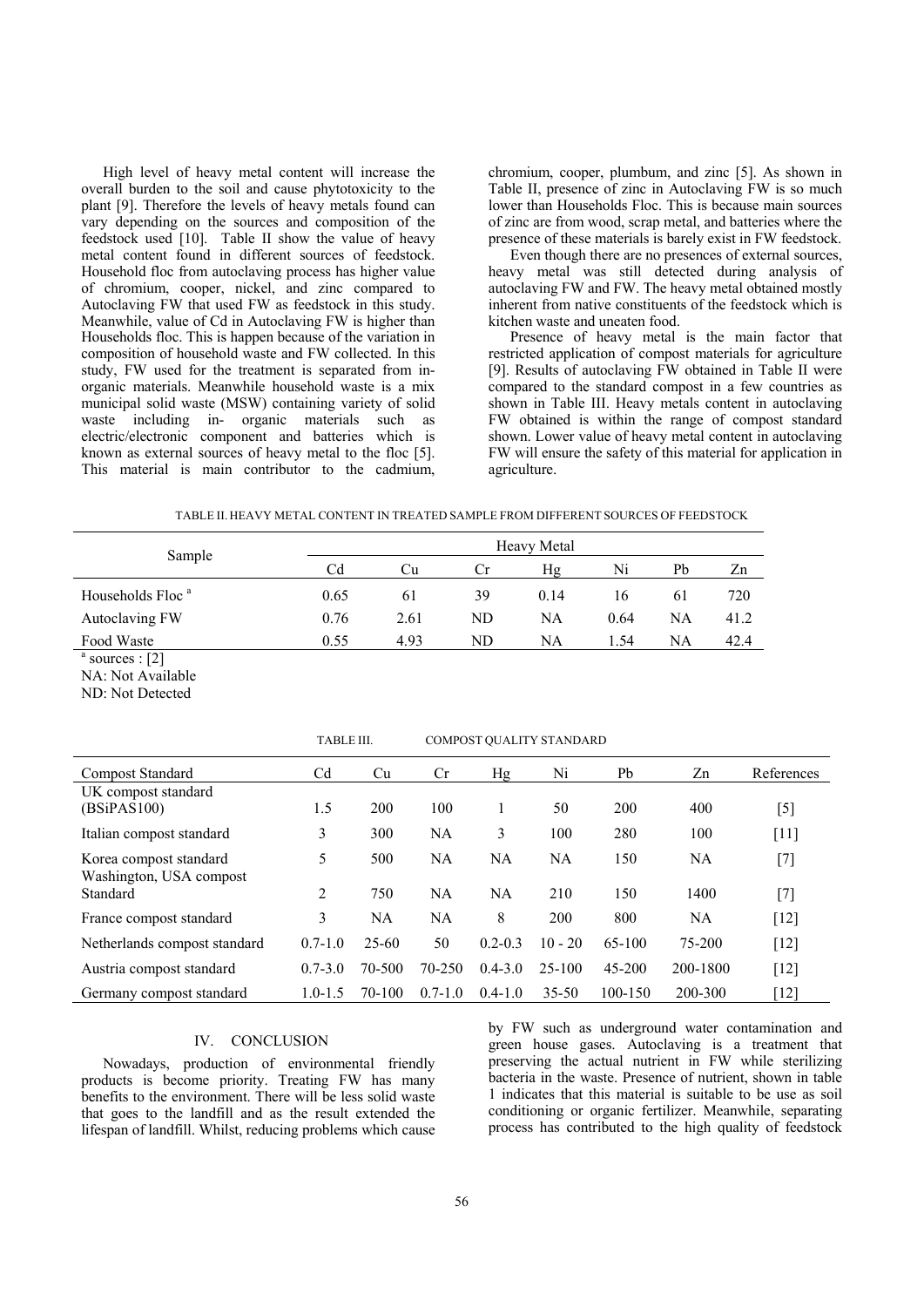High level of heavy metal content will increase the overall burden to the soil and cause phytotoxicity to the plant [9]. Therefore the levels of heavy metals found can vary depending on the sources and composition of the feedstock used [10]. Table II show the value of heavy metal content found in different sources of feedstock. Household floc from autoclaving process has higher value of chromium, cooper, nickel, and zinc compared to Autoclaving FW that used FW as feedstock in this study. Meanwhile, value of Cd in Autoclaving FW is higher than Households floc. This is happen because of the variation in composition of household waste and FW collected. In this study, FW used for the treatment is separated from in-organic materials. Meanwhile household waste is a mix municipal solid waste (MSW) containing variety of solid waste including in- organic materials such as electric/electronic component and batteries which is known as external sources of heavy metal to the floc [5]. This material is main contributor to the cadmium, chromium, cooper, plumbum, and zinc [5]. As shown in Table II, presence of zinc in Autoclaving FW is so much lower than Households Floc. This is because main sources of zinc are from wood, scrap metal, and batteries where the presence of these materials is barely exist in FW feedstock.

Even though there are no presences of external sources, heavy metal was still detected during analysis of autoclaving FW and FW. The heavy metal obtained mostly inherent from native constituents of the feedstock which is kitchen waste and uneaten food.

Presence of heavy metal is the main factor that restricted application of compost materials for agriculture [9]. Results of autoclaving FW obtained in Table II were compared to the standard compost in a few countries as shown in Table III. Heavy metals content in autoclaving FW obtained is within the range of compost standard shown. Lower value of heavy metal content in autoclaving FW will ensure the safety of this material for application in agriculture.

TABLE II. HEAVY METAL CONTENT IN TREATED SAMPLE FROM DIFFERENT SOURCES OF FEEDSTOCK

| Sample | Heavy Metal | | | | | | |
|---|---|---|---|---|---|---|---|
| | Cd | Cu | Cr | Hg | Ni | Pb | Zn |
| Households Floc [a] | 0.65 | 61 | 39 | 0.14 | 16 | 61 | 720 |
| Autoclaving FW | 0.76 | 2.61 | ND | NA | 0.64 | NA | 41.2 |
| Food Waste | 0.55 | 4.93 | ND | NA | 1.54 | NA | 42.4 |

[a] sources : [2]
NA: Not Available
ND: Not Detected

TABLE III. COMPOST QUALITY STANDARD

| Compost Standard | Cd | Cu | Cr | Hg | Ni | Pb | Zn | References |
|---|---|---|---|---|---|---|---|---|
| UK compost standard (BSiPAS100) | 1.5 | 200 | 100 | 1 | 50 | 200 | 400 | [5] |
| Italian compost standard | 3 | 300 | NA | 3 | 100 | 280 | 100 | [11] |
| Korea compost standard | 5 | 500 | NA | NA | NA | 150 | NA | [7] |
| Washington, USA compost Standard | 2 | 750 | NA | NA | 210 | 150 | 1400 | [7] |
| France compost standard | 3 | NA | NA | 8 | 200 | 800 | NA | [12] |
| Netherlands compost standard | 0.7-1.0 | 25-60 | 50 | 0.2-0.3 | 10 - 20 | 65-100 | 75-200 | [12] |
| Austria compost standard | 0.7-3.0 | 70-500 | 70-250 | 0.4-3.0 | 25-100 | 45-200 | 200-1800 | [12] |
| Germany compost standard | 1.0-1.5 | 70-100 | 0.7-1.0 | 0.4-1.0 | 35-50 | 100-150 | 200-300 | [12] |

## IV. CONCLUSION

Nowadays, production of environmental friendly products is become priority. Treating FW has many benefits to the environment. There will be less solid waste that goes to the landfill and as the result extended the lifespan of landfill. Whilst, reducing problems which cause by FW such as underground water contamination and green house gases. Autoclaving is a treatment that preserving the actual nutrient in FW while sterilizing bacteria in the waste. Presence of nutrient, shown in table 1 indicates that this material is suitable to be use as soil conditioning or organic fertilizer. Meanwhile, separating process has contributed to the high quality of feedstock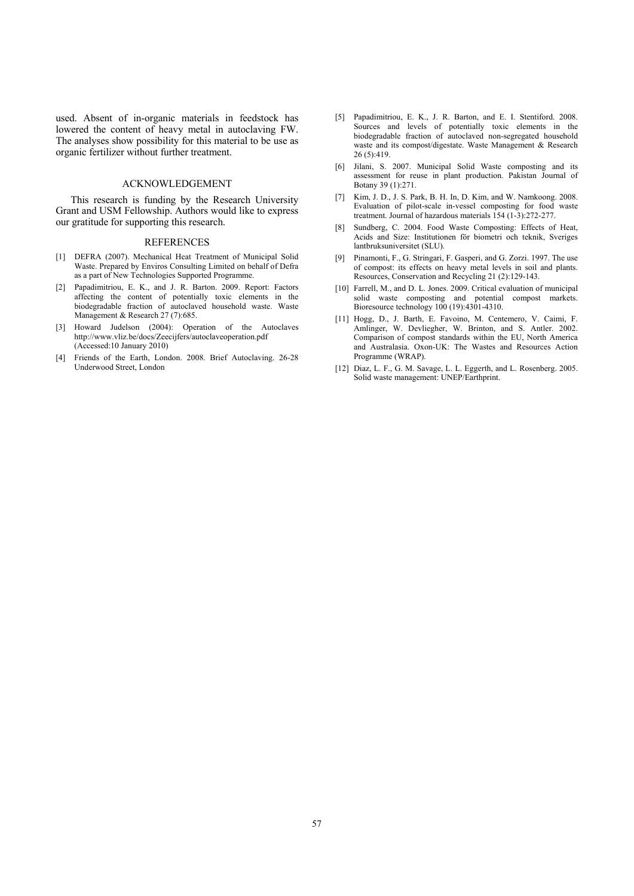used. Absent of in-organic materials in feedstock has lowered the content of heavy metal in autoclaving FW. The analyses show possibility for this material to be use as organic fertilizer without further treatment.

## ACKNOWLEDGEMENT

This research is funding by the Research University Grant and USM Fellowship. Authors would like to express our gratitude for supporting this research.

## REFERENCES

[1] DEFRA (2007). Mechanical Heat Treatment of Municipal Solid Waste. Prepared by Enviros Consulting Limited on behalf of Defra as a part of New Technologies Supported Programme.

[2] Papadimitriou, E. K., and J. R. Barton. 2009. Report: Factors affecting the content of potentially toxic elements in the biodegradable fraction of autoclaved household waste. Waste Management & Research 27 (7):685.

[3] Howard Judelson (2004): Operation of the Autoclaves http://www.vliz.be/docs/Zeecijfers/autoclaveoperation.pdf (Accessed:10 January 2010)

[4] Friends of the Earth, London. 2008. Brief Autoclaving. 26-28 Underwood Street, London

[5] Papadimitriou, E. K., J. R. Barton, and E. I. Stentiford. 2008. Sources and levels of potentially toxic elements in the biodegradable fraction of autoclaved non-segregated household waste and its compost/digestate. Waste Management & Research 26 (5):419.

[6] Jilani, S. 2007. Municipal Solid Waste composting and its assessment for reuse in plant production. Pakistan Journal of Botany 39 (1):271.

[7] Kim, J. D., J. S. Park, B. H. In, D. Kim, and W. Namkoong. 2008. Evaluation of pilot-scale in-vessel composting for food waste treatment. Journal of hazardous materials 154 (1-3):272-277.

[8] Sundberg, C. 2004. Food Waste Composting: Effects of Heat, Acids and Size: Institutionen för biometri och teknik, Sveriges lantbruksuniversitet (SLU).

[9] Pinamonti, F., G. Stringari, F. Gasperi, and G. Zorzi. 1997. The use of compost: its effects on heavy metal levels in soil and plants. Resources, Conservation and Recycling 21 (2):129-143.

[10] Farrell, M., and D. L. Jones. 2009. Critical evaluation of municipal solid waste composting and potential compost markets. Bioresource technology 100 (19):4301-4310.

[11] Hogg, D., J. Barth, E. Favoino, M. Centemero, V. Caimi, F. Amlinger, W. Devliegher, W. Brinton, and S. Antler. 2002. Comparison of compost standards within the EU, North America and Australasia. Oxon-UK: The Wastes and Resources Action Programme (WRAP).

[12] Diaz, L. F., G. M. Savage, L. L. Eggerth, and L. Rosenberg. 2005. Solid waste management: UNEP/Earthprint.